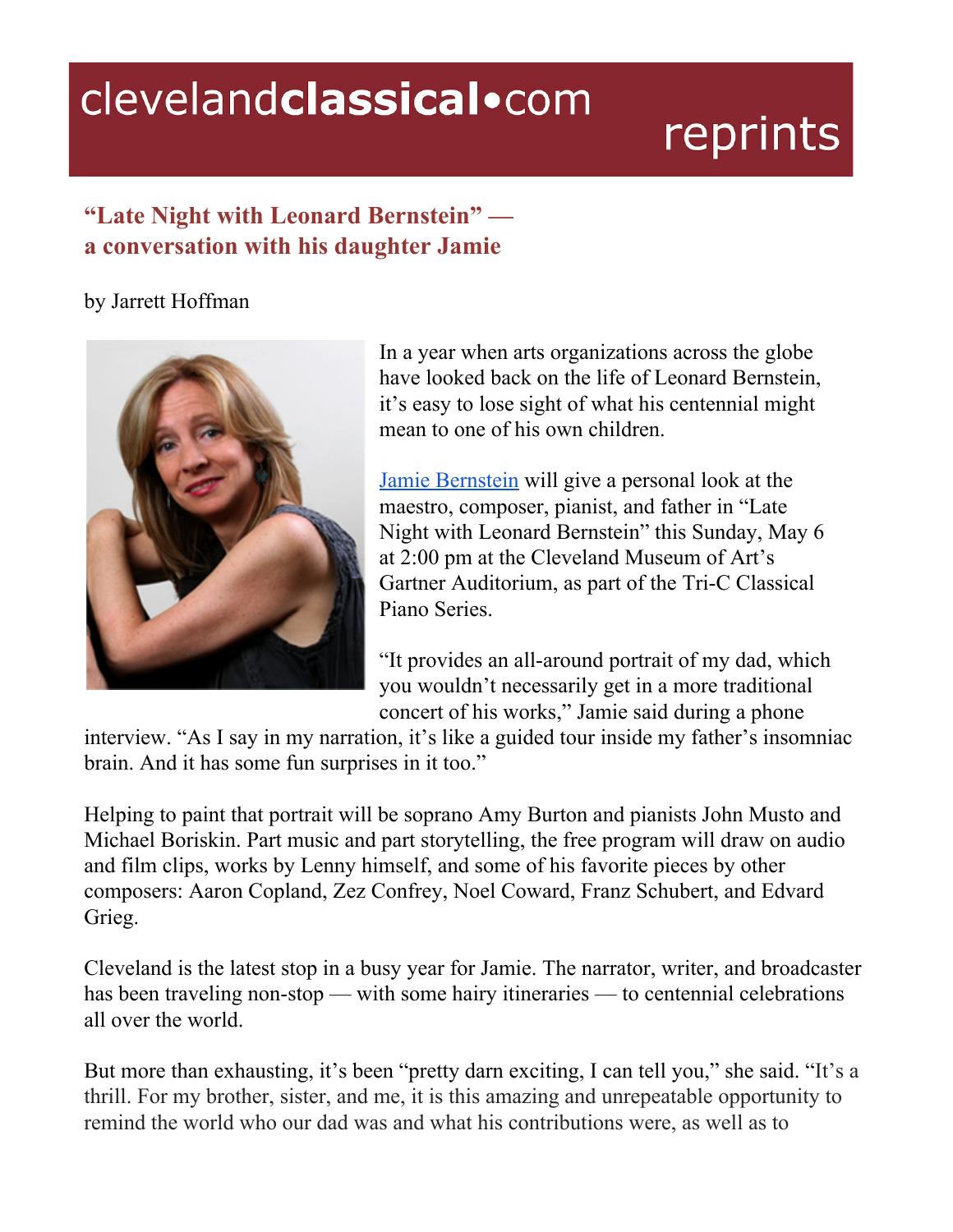clevelandclassical•com reprints

## "Late Night with Leonard Bernstein" — a conversation with his daughter Jamie

by Jarrett Hoffman

In a year when arts organizations across the globe have looked back on the life of Leonard Bernstein, it's easy to lose sight of what his centennial might mean to one of his own children.

Jamie Bernstein will give a personal look at the maestro, composer, pianist, and father in "Late Night with Leonard Bernstein" this Sunday, May 6 at 2:00 pm at the Cleveland Museum of Art's Gartner Auditorium, as part of the Tri-C Classical Piano Series.

"It provides an all-around portrait of my dad, which you wouldn't necessarily get in a more traditional concert of his works," Jamie said during a phone interview. "As I say in my narration, it's like a guided tour inside my father's insomniac brain. And it has some fun surprises in it too."

Helping to paint that portrait will be soprano Amy Burton and pianists John Musto and Michael Boriskin. Part music and part storytelling, the free program will draw on audio and film clips, works by Lenny himself, and some of his favorite pieces by other composers: Aaron Copland, Zez Confrey, Noel Coward, Franz Schubert, and Edvard Grieg.

Cleveland is the latest stop in a busy year for Jamie. The narrator, writer, and broadcaster has been traveling non-stop — with some hairy itineraries — to centennial celebrations all over the world.

But more than exhausting, it's been "pretty darn exciting, I can tell you," she said. "It's a thrill. For my brother, sister, and me, it is this amazing and unrepeatable opportunity to remind the world who our dad was and what his contributions were, as well as to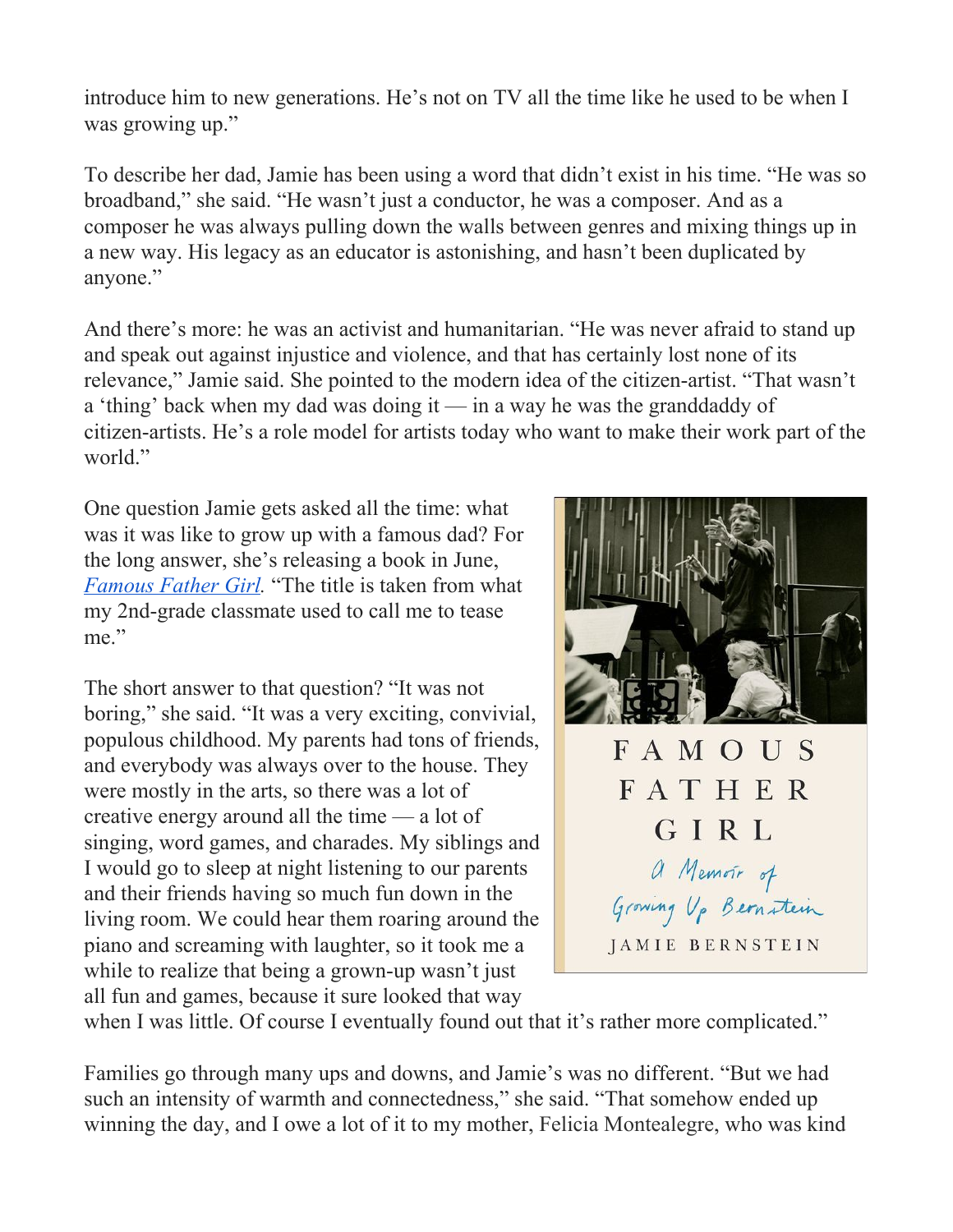introduce him to new generations. He's not on TV all the time like he used to be when I was growing up."

To describe her dad, Jamie has been using a word that didn't exist in his time. "He was so broadband," she said. "He wasn't just a conductor, he was a composer. And as a composer he was always pulling down the walls between genres and mixing things up in a new way. His legacy as an educator is astonishing, and hasn't been duplicated by anyone."

And there's more: he was an activist and humanitarian. "He was never afraid to stand up and speak out against injustice and violence, and that has certainly lost none of its relevance," Jamie said. She pointed to the modern idea of the citizen-artist. "That wasn't a 'thing' back when my dad was doing it — in a way he was the granddaddy of citizen-artists. He's a role model for artists today who want to make their work part of the world."

One question Jamie gets asked all the time: what was it was like to grow up with a famous dad? For the long answer, she's releasing a book in June, *Famous Father Girl*. "The title is taken from what my 2nd-grade classmate used to call me to tease me."

FAMOUS FATHER GIRL

A Memoir of Growing Up Bernstein

JAMIE BERNSTEIN

The short answer to that question? "It was not boring," she said. "It was a very exciting, convivial, populous childhood. My parents had tons of friends, and everybody was always over to the house. They were mostly in the arts, so there was a lot of creative energy around all the time — a lot of singing, word games, and charades. My siblings and I would go to sleep at night listening to our parents and their friends having so much fun down in the living room. We could hear them roaring around the piano and screaming with laughter, so it took me a while to realize that being a grown-up wasn't just all fun and games, because it sure looked that way when I was little. Of course I eventually found out that it's rather more complicated."

Families go through many ups and downs, and Jamie's was no different. "But we had such an intensity of warmth and connectedness," she said. "That somehow ended up winning the day, and I owe a lot of it to my mother, Felicia Montealegre, who was kind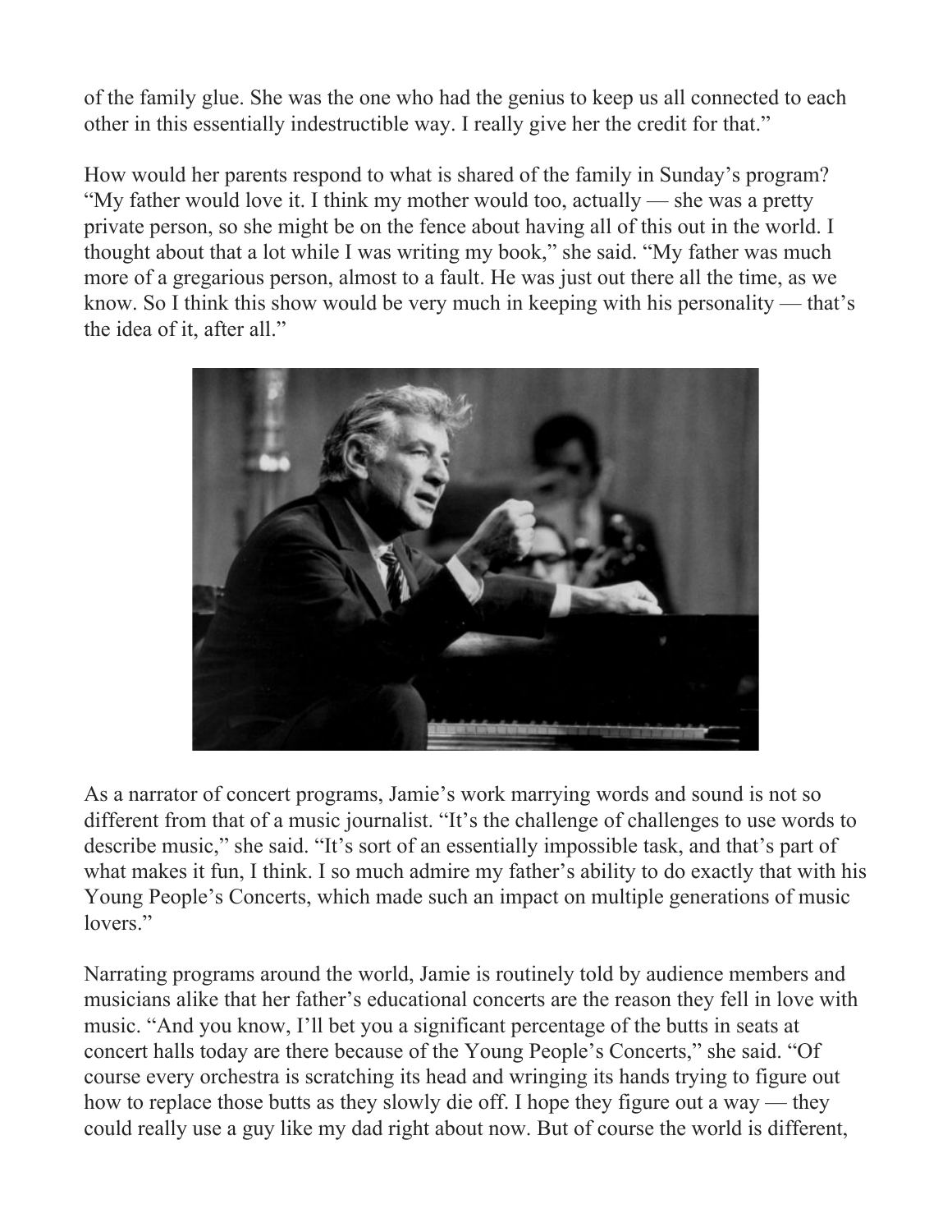of the family glue. She was the one who had the genius to keep us all connected to each other in this essentially indestructible way. I really give her the credit for that."

How would her parents respond to what is shared of the family in Sunday's program? "My father would love it. I think my mother would too, actually — she was a pretty private person, so she might be on the fence about having all of this out in the world. I thought about that a lot while I was writing my book," she said. "My father was much more of a gregarious person, almost to a fault. He was just out there all the time, as we know. So I think this show would be very much in keeping with his personality — that's the idea of it, after all."

As a narrator of concert programs, Jamie's work marrying words and sound is not so different from that of a music journalist. "It's the challenge of challenges to use words to describe music," she said. "It's sort of an essentially impossible task, and that's part of what makes it fun, I think. I so much admire my father's ability to do exactly that with his Young People's Concerts, which made such an impact on multiple generations of music lovers."

Narrating programs around the world, Jamie is routinely told by audience members and musicians alike that her father's educational concerts are the reason they fell in love with music. "And you know, I'll bet you a significant percentage of the butts in seats at concert halls today are there because of the Young People's Concerts," she said. "Of course every orchestra is scratching its head and wringing its hands trying to figure out how to replace those butts as they slowly die off. I hope they figure out a way — they could really use a guy like my dad right about now. But of course the world is different,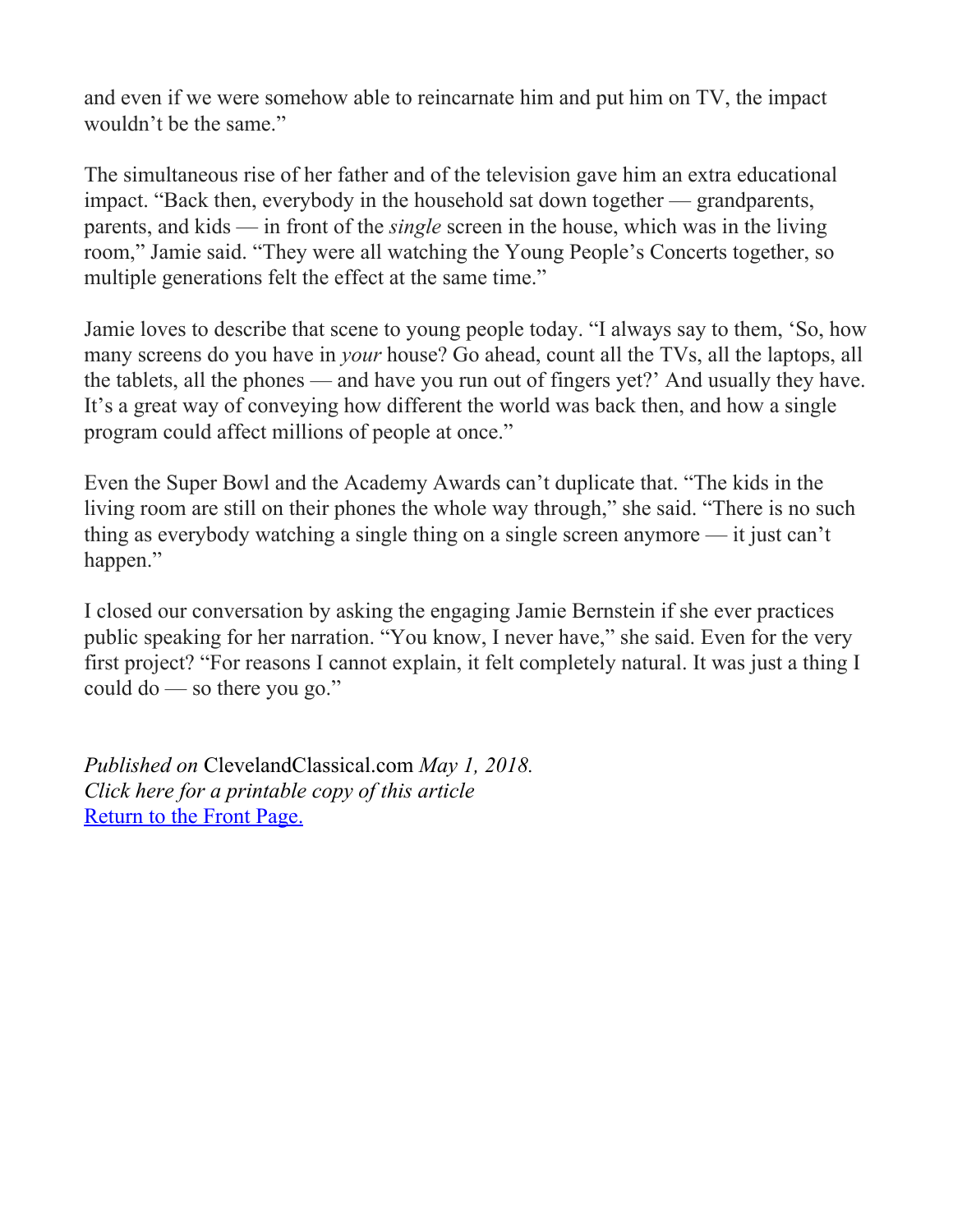and even if we were somehow able to reincarnate him and put him on TV, the impact wouldn't be the same."

The simultaneous rise of her father and of the television gave him an extra educational impact. "Back then, everybody in the household sat down together — grandparents, parents, and kids — in front of the *single* screen in the house, which was in the living room," Jamie said. "They were all watching the Young People's Concerts together, so multiple generations felt the effect at the same time."

Jamie loves to describe that scene to young people today. "I always say to them, 'So, how many screens do you have in *your* house? Go ahead, count all the TVs, all the laptops, all the tablets, all the phones — and have you run out of fingers yet?' And usually they have. It's a great way of conveying how different the world was back then, and how a single program could affect millions of people at once."

Even the Super Bowl and the Academy Awards can't duplicate that. "The kids in the living room are still on their phones the whole way through," she said. "There is no such thing as everybody watching a single thing on a single screen anymore — it just can't happen."

I closed our conversation by asking the engaging Jamie Bernstein if she ever practices public speaking for her narration. "You know, I never have," she said. Even for the very first project? "For reasons I cannot explain, it felt completely natural. It was just a thing I could do — so there you go."

*Published on* ClevelandClassical.com *May 1, 2018.*
*Click here for a printable copy of this article*
[Return to the Front Page.]